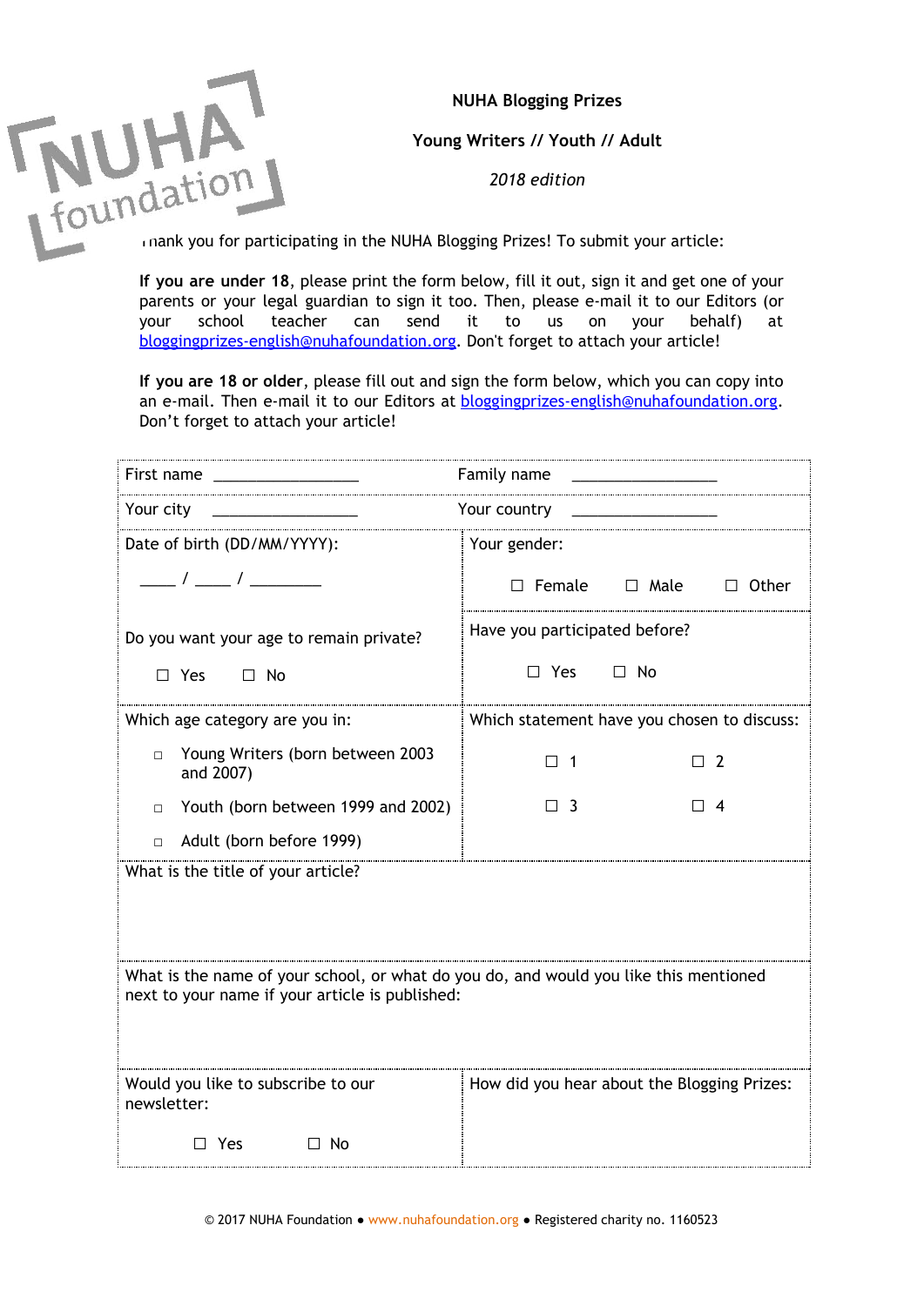**NUHA Blogging Prizes**

**Young Writers // Youth // Adult**

*2018 edition*

Thank you for participating in the NUHA Blogging Prizes! To submit your article:

**If you are under 18**, please print the form below, fill it out, sign it and get one of your parents or your legal guardian to sign it too. Then, please e-mail it to our Editors (or your school teacher can send it to us on your behalf) at bloggingprizes-english@nuhafoundation.org. Don't forget to attach your article!

**If you are 18 or older**, please fill out and sign the form below, which you can copy into an e-mail. Then e-mail it to our Editors at bloggingprizes-english@nuhafoundation.org. Don't forget to attach your article!

| | |
|---|---|
| First name ________________ | Family name ________________ |
| Your city ________________ | Your country ________________ |
| Date of birth (DD/MM/YYYY): ____ / ____ / ________ | Your gender: ☐ Female ☐ Male ☐ Other |
| Do you want your age to remain private? ☐ Yes ☐ No | Have you participated before? ☐ Yes ☐ No |
| Which age category are you in: ◻ Young Writers (born between 2003 and 2007) ◻ Youth (born between 1999 and 2002) ◻ Adult (born before 1999) | Which statement have you chosen to discuss: ☐ 1 ☐ 2 ☐ 3 ☐ 4 |
| What is the title of your article? | |
| What is the name of your school, or what do you do, and would you like this mentioned next to your name if your article is published: | |
| Would you like to subscribe to our newsletter: ☐ Yes ☐ No | How did you hear about the Blogging Prizes: |

© 2017 NUHA Foundation ● www.nuhafoundation.org ● Registered charity no. 1160523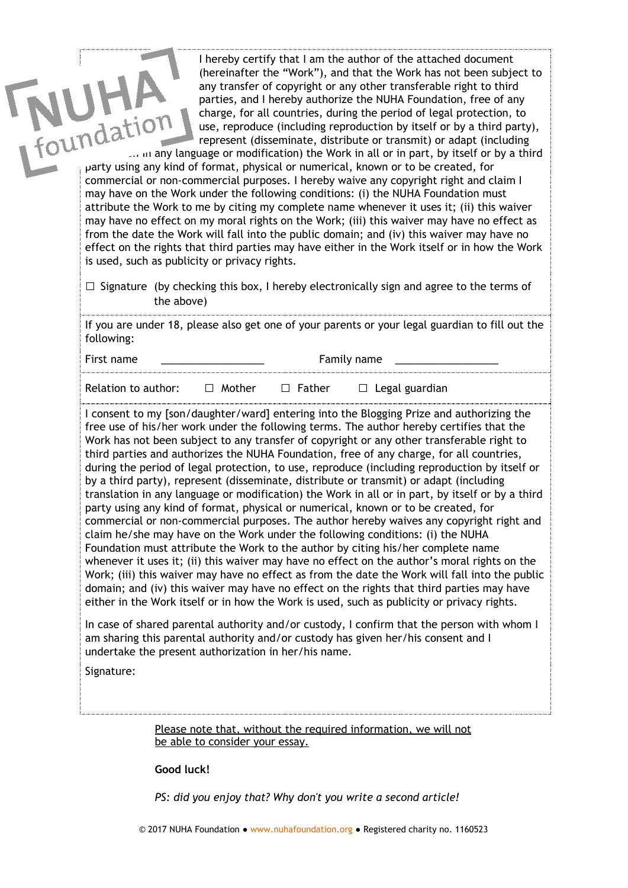I hereby certify that I am the author of the attached document (hereinafter the "Work"), and that the Work has not been subject to any transfer of copyright or any other transferable right to third parties, and I hereby authorize the NUHA Foundation, free of any charge, for all countries, during the period of legal protection, to use, reproduce (including reproduction by itself or by a third party), represent (disseminate, distribute or transmit) or adapt (including translation in any language or modification) the Work in all or in part, by itself or by a third party using any kind of format, physical or numerical, known or to be created, for commercial or non-commercial purposes. I hereby waive any copyright right and claim I may have on the Work under the following conditions: (i) the NUHA Foundation must attribute the Work to me by citing my complete name whenever it uses it; (ii) this waiver may have no effect on my moral rights on the Work; (iii) this waiver may have no effect as from the date the Work will fall into the public domain; and (iv) this waiver may have no effect on the rights that third parties may have either in the Work itself or in how the Work is used, such as publicity or privacy rights.

☐ Signature (by checking this box, I hereby electronically sign and agree to the terms of the above)

If you are under 18, please also get one of your parents or your legal guardian to fill out the following:

First name __________________ Family name __________________

Relation to author: ☐ Mother ☐ Father ☐ Legal guardian

I consent to my [son/daughter/ward] entering into the Blogging Prize and authorizing the free use of his/her work under the following terms. The author hereby certifies that the Work has not been subject to any transfer of copyright or any other transferable right to third parties and authorizes the NUHA Foundation, free of any charge, for all countries, during the period of legal protection, to use, reproduce (including reproduction by itself or by a third party), represent (disseminate, distribute or transmit) or adapt (including translation in any language or modification) the Work in all or in part, by itself or by a third party using any kind of format, physical or numerical, known or to be created, for commercial or non-commercial purposes. The author hereby waives any copyright right and claim he/she may have on the Work under the following conditions: (i) the NUHA Foundation must attribute the Work to the author by citing his/her complete name whenever it uses it; (ii) this waiver may have no effect on the author's moral rights on the Work; (iii) this waiver may have no effect as from the date the Work will fall into the public domain; and (iv) this waiver may have no effect on the rights that third parties may have either in the Work itself or in how the Work is used, such as publicity or privacy rights.

In case of shared parental authority and/or custody, I confirm that the person with whom I am sharing this parental authority and/or custody has given her/his consent and I undertake the present authorization in her/his name.

Signature:

Please note that, without the required information, we will not be able to consider your essay.

**Good luck!**

*PS: did you enjoy that? Why don't you write a second article!*

© 2017 NUHA Foundation ● www.nuhafoundation.org ● Registered charity no. 1160523